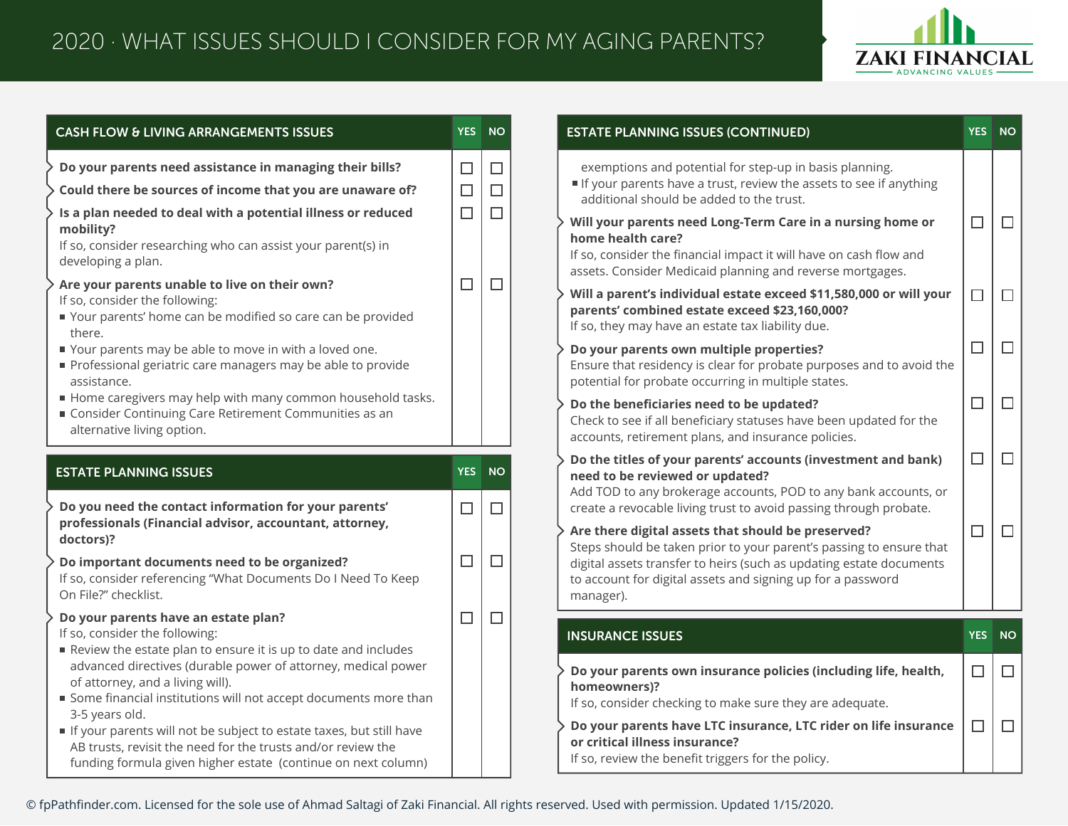# 2020 · WHAT ISSUES SHOULD I CONSIDER FOR MY AGING PARENTS?

ZAKI FINANCIAL — ADVANCING VALUES

## CASH FLOW & LIVING ARRANGEMENTS ISSUES

| | YES | NO |
|---|---|---|
| **Do your parents need assistance in managing their bills?** | ☐ | ☐ |
| **Could there be sources of income that you are unaware of?** | ☐ | ☐ |
| **Is a plan needed to deal with a potential illness or reduced mobility?** If so, consider researching who can assist your parent(s) in developing a plan. | ☐ | ☐ |
| **Are your parents unable to live on their own?** If so, consider the following: ▪ Your parents' home can be modified so care can be provided there. ▪ Your parents may be able to move in with a loved one. ▪ Professional geriatric care managers may be able to provide assistance. ▪ Home caregivers may help with many common household tasks. ▪ Consider Continuing Care Retirement Communities as an alternative living option. | ☐ | ☐ |

## ESTATE PLANNING ISSUES

| | YES | NO |
|---|---|---|
| **Do you need the contact information for your parents' professionals (Financial advisor, accountant, attorney, doctors)?** | ☐ | ☐ |
| **Do important documents need to be organized?** If so, consider referencing "What Documents Do I Need To Keep On File?" checklist. | ☐ | ☐ |
| **Do your parents have an estate plan?** If so, consider the following: ▪ Review the estate plan to ensure it is up to date and includes advanced directives (durable power of attorney, medical power of attorney, and a living will). ▪ Some financial institutions will not accept documents more than 3-5 years old. ▪ If your parents will not be subject to estate taxes, but still have AB trusts, revisit the need for the trusts and/or review the funding formula given higher estate (continue on next column) | ☐ | ☐ |

## ESTATE PLANNING ISSUES (CONTINUED)

| | YES | NO |
|---|---|---|
| exemptions and potential for step-up in basis planning. ▪ If your parents have a trust, review the assets to see if anything additional should be added to the trust. | | |
| **Will your parents need Long-Term Care in a nursing home or home health care?** If so, consider the financial impact it will have on cash flow and assets. Consider Medicaid planning and reverse mortgages. | ☐ | ☐ |
| **Will a parent's individual estate exceed $11,580,000 or will your parents' combined estate exceed $23,160,000?** If so, they may have an estate tax liability due. | ☐ | ☐ |
| **Do your parents own multiple properties?** Ensure that residency is clear for probate purposes and to avoid the potential for probate occurring in multiple states. | ☐ | ☐ |
| **Do the beneficiaries need to be updated?** Check to see if all beneficiary statuses have been updated for the accounts, retirement plans, and insurance policies. | ☐ | ☐ |
| **Do the titles of your parents' accounts (investment and bank) need to be reviewed or updated?** Add TOD to any brokerage accounts, POD to any bank accounts, or create a revocable living trust to avoid passing through probate. | ☐ | ☐ |
| **Are there digital assets that should be preserved?** Steps should be taken prior to your parent's passing to ensure that digital assets transfer to heirs (such as updating estate documents to account for digital assets and signing up for a password manager). | ☐ | ☐ |

## INSURANCE ISSUES

| | YES | NO |
|---|---|---|
| **Do your parents own insurance policies (including life, health, homeowners)?** If so, consider checking to make sure they are adequate. | ☐ | ☐ |
| **Do your parents have LTC insurance, LTC rider on life insurance or critical illness insurance?** If so, review the benefit triggers for the policy. | ☐ | ☐ |

© fpPathfinder.com. Licensed for the sole use of Ahmad Saltagi of Zaki Financial. All rights reserved. Used with permission. Updated 1/15/2020.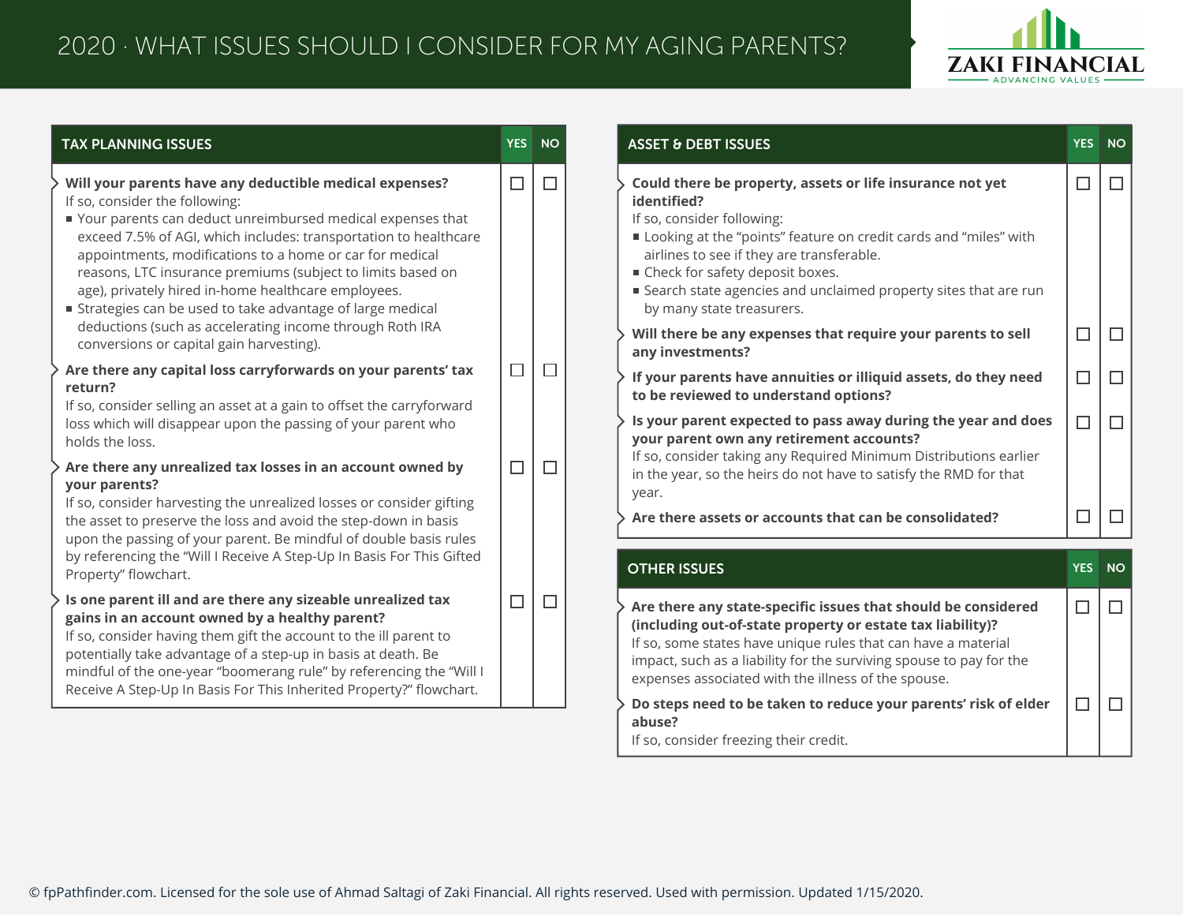# 2020 · WHAT ISSUES SHOULD I CONSIDER FOR MY AGING PARENTS?

ZAKI FINANCIAL
ADVANCING VALUES

## TAX PLANNING ISSUES

| TAX PLANNING ISSUES | YES | NO |
|---|---|---|
| **Will your parents have any deductible medical expenses?** If so, consider the following: <br>▪ Your parents can deduct unreimbursed medical expenses that exceed 7.5% of AGI, which includes: transportation to healthcare appointments, modifications to a home or car for medical reasons, LTC insurance premiums (subject to limits based on age), privately hired in-home healthcare employees. <br>▪ Strategies can be used to take advantage of large medical deductions (such as accelerating income through Roth IRA conversions or capital gain harvesting). | ☐ | ☐ |
| **Are there any capital loss carryforwards on your parents' tax return?** If so, consider selling an asset at a gain to offset the carryforward loss which will disappear upon the passing of your parent who holds the loss. | ☐ | ☐ |
| **Are there any unrealized tax losses in an account owned by your parents?** If so, consider harvesting the unrealized losses or consider gifting the asset to preserve the loss and avoid the step-down in basis upon the passing of your parent. Be mindful of double basis rules by referencing the "Will I Receive A Step-Up In Basis For This Gifted Property" flowchart. | ☐ | ☐ |
| **Is one parent ill and are there any sizeable unrealized tax gains in an account owned by a healthy parent?** If so, consider having them gift the account to the ill parent to potentially take advantage of a step-up in basis at death. Be mindful of the one-year "boomerang rule" by referencing the "Will I Receive A Step-Up In Basis For This Inherited Property?" flowchart. | ☐ | ☐ |

## ASSET & DEBT ISSUES

| ASSET & DEBT ISSUES | YES | NO |
|---|---|---|
| **Could there be property, assets or life insurance not yet identified?** If so, consider following: <br>▪ Looking at the "points" feature on credit cards and "miles" with airlines to see if they are transferable. <br>▪ Check for safety deposit boxes. <br>▪ Search state agencies and unclaimed property sites that are run by many state treasurers. | ☐ | ☐ |
| **Will there be any expenses that require your parents to sell any investments?** | ☐ | ☐ |
| **If your parents have annuities or illiquid assets, do they need to be reviewed to understand options?** | ☐ | ☐ |
| **Is your parent expected to pass away during the year and does your parent own any retirement accounts?** If so, consider taking any Required Minimum Distributions earlier in the year, so the heirs do not have to satisfy the RMD for that year. | ☐ | ☐ |
| **Are there assets or accounts that can be consolidated?** | ☐ | ☐ |

## OTHER ISSUES

| OTHER ISSUES | YES | NO |
|---|---|---|
| **Are there any state-specific issues that should be considered (including out-of-state property or estate tax liability)?** If so, some states have unique rules that can have a material impact, such as a liability for the surviving spouse to pay for the expenses associated with the illness of the spouse. | ☐ | ☐ |
| **Do steps need to be taken to reduce your parents' risk of elder abuse?** If so, consider freezing their credit. | ☐ | ☐ |

© fpPathfinder.com. Licensed for the sole use of Ahmad Saltagi of Zaki Financial. All rights reserved. Used with permission. Updated 1/15/2020.